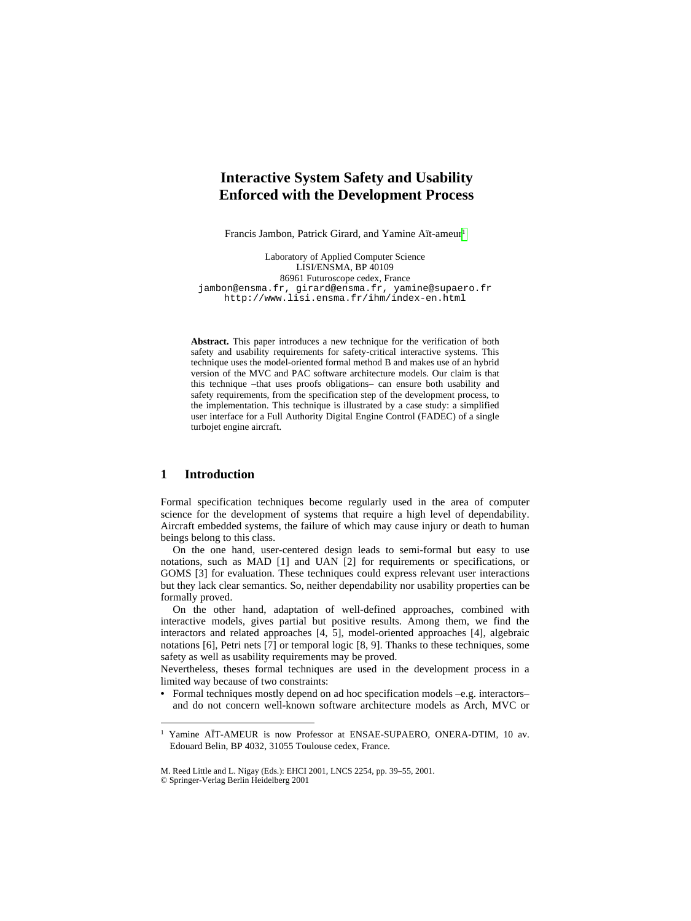# Interactive System Safety and Usability Enforced with the Development Process

Francis Jambon, Patrick Girard, and Yamine Aït-ameur[1]

Laboratory of Applied Computer Science
LISI/ENSMA, BP 40109
86961 Futuroscope cedex, France
jambon@ensma.fr, girard@ensma.fr, yamine@supaero.fr
http://www.lisi.ensma.fr/ihm/index-en.html

**Abstract.** This paper introduces a new technique for the verification of both safety and usability requirements for safety-critical interactive systems. This technique uses the model-oriented formal method B and makes use of an hybrid version of the MVC and PAC software architecture models. Our claim is that this technique –that uses proofs obligations– can ensure both usability and safety requirements, from the specification step of the development process, to the implementation. This technique is illustrated by a case study: a simplified user interface for a Full Authority Digital Engine Control (FADEC) of a single turbojet engine aircraft.

## 1 Introduction

Formal specification techniques become regularly used in the area of computer science for the development of systems that require a high level of dependability. Aircraft embedded systems, the failure of which may cause injury or death to human beings belong to this class.

On the one hand, user-centered design leads to semi-formal but easy to use notations, such as MAD [1] and UAN [2] for requirements or specifications, or GOMS [3] for evaluation. These techniques could express relevant user interactions but they lack clear semantics. So, neither dependability nor usability properties can be formally proved.

On the other hand, adaptation of well-defined approaches, combined with interactive models, gives partial but positive results. Among them, we find the interactors and related approaches [4, 5], model-oriented approaches [4], algebraic notations [6], Petri nets [7] or temporal logic [8, 9]. Thanks to these techniques, some safety as well as usability requirements may be proved.

Nevertheless, theses formal techniques are used in the development process in a limited way because of two constraints:

- Formal techniques mostly depend on ad hoc specification models –e.g. interactors– and do not concern well-known software architecture models as Arch, MVC or

[1] Yamine AÏT-AMEUR is now Professor at ENSAE-SUPAERO, ONERA-DTIM, 10 av. Edouard Belin, BP 4032, 31055 Toulouse cedex, France.

M. Reed Little and L. Nigay (Eds.): EHCI 2001, LNCS 2254, pp. 39–55, 2001.
© Springer-Verlag Berlin Heidelberg 2001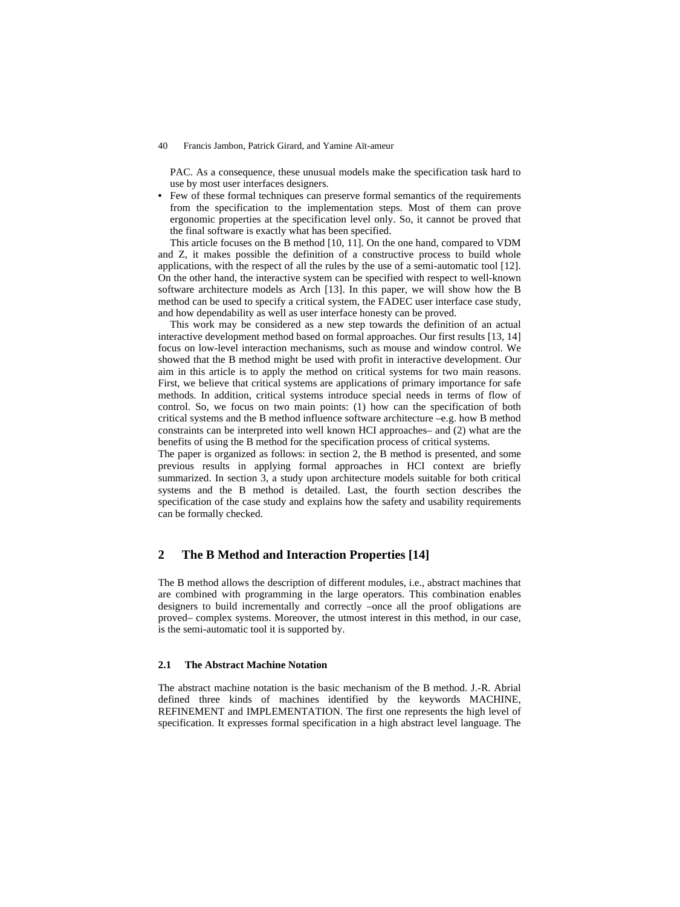PAC. As a consequence, these unusual models make the specification task hard to use by most user interfaces designers.

- Few of these formal techniques can preserve formal semantics of the requirements from the specification to the implementation steps. Most of them can prove ergonomic properties at the specification level only. So, it cannot be proved that the final software is exactly what has been specified.

This article focuses on the B method [10, 11]. On the one hand, compared to VDM and Z, it makes possible the definition of a constructive process to build whole applications, with the respect of all the rules by the use of a semi-automatic tool [12]. On the other hand, the interactive system can be specified with respect to well-known software architecture models as Arch [13]. In this paper, we will show how the B method can be used to specify a critical system, the FADEC user interface case study, and how dependability as well as user interface honesty can be proved.

This work may be considered as a new step towards the definition of an actual interactive development method based on formal approaches. Our first results [13, 14] focus on low-level interaction mechanisms, such as mouse and window control. We showed that the B method might be used with profit in interactive development. Our aim in this article is to apply the method on critical systems for two main reasons. First, we believe that critical systems are applications of primary importance for safe methods. In addition, critical systems introduce special needs in terms of flow of control. So, we focus on two main points: (1) how can the specification of both critical systems and the B method influence software architecture –e.g. how B method constraints can be interpreted into well known HCI approaches– and (2) what are the benefits of using the B method for the specification process of critical systems.

The paper is organized as follows: in section 2, the B method is presented, and some previous results in applying formal approaches in HCI context are briefly summarized. In section 3, a study upon architecture models suitable for both critical systems and the B method is detailed. Last, the fourth section describes the specification of the case study and explains how the safety and usability requirements can be formally checked.

## 2 The B Method and Interaction Properties [14]

The B method allows the description of different modules, i.e., abstract machines that are combined with programming in the large operators. This combination enables designers to build incrementally and correctly –once all the proof obligations are proved– complex systems. Moreover, the utmost interest in this method, in our case, is the semi-automatic tool it is supported by.

### 2.1 The Abstract Machine Notation

The abstract machine notation is the basic mechanism of the B method. J.-R. Abrial defined three kinds of machines identified by the keywords MACHINE, REFINEMENT and IMPLEMENTATION. The first one represents the high level of specification. It expresses formal specification in a high abstract level language. The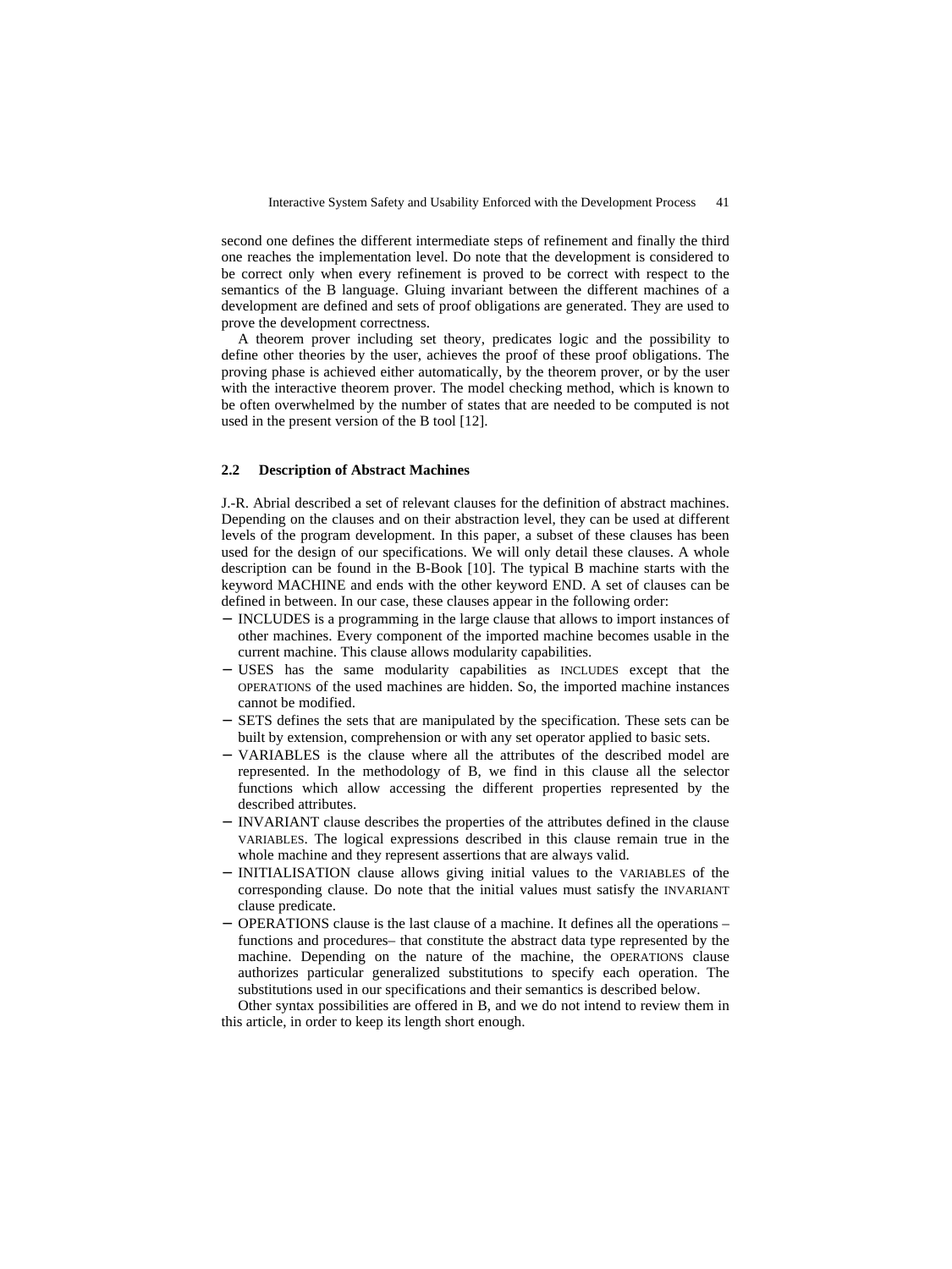second one defines the different intermediate steps of refinement and finally the third one reaches the implementation level. Do note that the development is considered to be correct only when every refinement is proved to be correct with respect to the semantics of the B language. Gluing invariant between the different machines of a development are defined and sets of proof obligations are generated. They are used to prove the development correctness.

A theorem prover including set theory, predicates logic and the possibility to define other theories by the user, achieves the proof of these proof obligations. The proving phase is achieved either automatically, by the theorem prover, or by the user with the interactive theorem prover. The model checking method, which is known to be often overwhelmed by the number of states that are needed to be computed is not used in the present version of the B tool [12].

### 2.2 Description of Abstract Machines

J.-R. Abrial described a set of relevant clauses for the definition of abstract machines. Depending on the clauses and on their abstraction level, they can be used at different levels of the program development. In this paper, a subset of these clauses has been used for the design of our specifications. We will only detail these clauses. A whole description can be found in the B-Book [10]. The typical B machine starts with the keyword MACHINE and ends with the other keyword END. A set of clauses can be defined in between. In our case, these clauses appear in the following order:

- INCLUDES is a programming in the large clause that allows to import instances of other machines. Every component of the imported machine becomes usable in the current machine. This clause allows modularity capabilities.
- USES has the same modularity capabilities as INCLUDES except that the OPERATIONS of the used machines are hidden. So, the imported machine instances cannot be modified.
- SETS defines the sets that are manipulated by the specification. These sets can be built by extension, comprehension or with any set operator applied to basic sets.
- VARIABLES is the clause where all the attributes of the described model are represented. In the methodology of B, we find in this clause all the selector functions which allow accessing the different properties represented by the described attributes.
- INVARIANT clause describes the properties of the attributes defined in the clause VARIABLES. The logical expressions described in this clause remain true in the whole machine and they represent assertions that are always valid.
- INITIALISATION clause allows giving initial values to the VARIABLES of the corresponding clause. Do note that the initial values must satisfy the INVARIANT clause predicate.
- OPERATIONS clause is the last clause of a machine. It defines all the operations – functions and procedures– that constitute the abstract data type represented by the machine. Depending on the nature of the machine, the OPERATIONS clause authorizes particular generalized substitutions to specify each operation. The substitutions used in our specifications and their semantics is described below.

Other syntax possibilities are offered in B, and we do not intend to review them in this article, in order to keep its length short enough.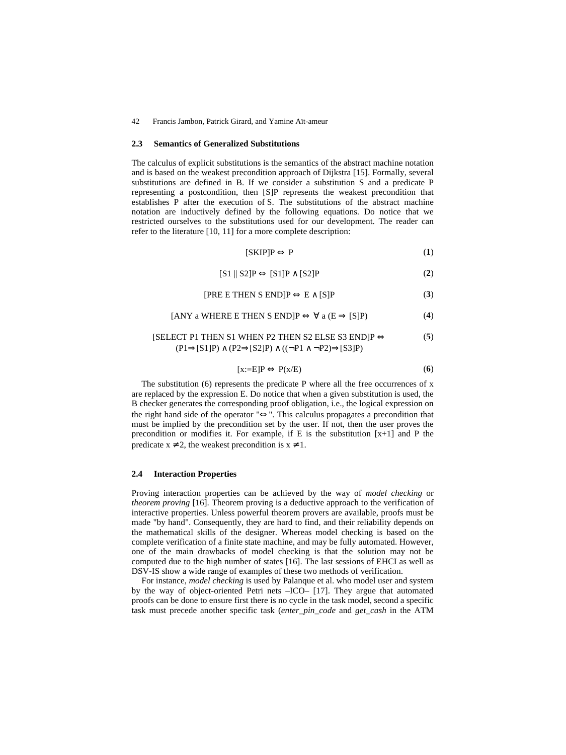### 2.3 Semantics of Generalized Substitutions

The calculus of explicit substitutions is the semantics of the abstract machine notation and is based on the weakest precondition approach of Dijkstra [15]. Formally, several substitutions are defined in B. If we consider a substitution S and a predicate P representing a postcondition, then [S]P represents the weakest precondition that establishes P after the execution of S. The substitutions of the abstract machine notation are inductively defined by the following equations. Do notice that we restricted ourselves to the substitutions used for our development. The reader can refer to the literature [10, 11] for a more complete description:

$$[\text{SKIP}]P \Leftrightarrow P \tag{1}$$

$$[S1 \parallel S2]P \Leftrightarrow [S1]P \wedge [S2]P \tag{2}$$

$$[\text{PRE } E \text{ THEN } S \text{ END}]P \Leftrightarrow E \wedge [S]P \tag{3}$$

$$[\text{ANY } a \text{ WHERE } E \text{ THEN } S \text{ END}]P \Leftrightarrow \forall a\, (E \Rightarrow [S]P) \tag{4}$$

$$[\text{SELECT } P1 \text{ THEN } S1 \text{ WHEN } P2 \text{ THEN } S2 \text{ ELSE } S3 \text{ END}]P \Leftrightarrow (P1 \Rightarrow [S1]P) \wedge (P2 \Rightarrow [S2]P) \wedge ((\neg P1 \wedge \neg P2) \Rightarrow [S3]P) \tag{5}$$

$$[x{:=}E]P \Leftrightarrow P(x/E) \tag{6}$$

The substitution (6) represents the predicate P where all the free occurrences of x are replaced by the expression E. Do notice that when a given substitution is used, the B checker generates the corresponding proof obligation, i.e., the logical expression on the right hand side of the operator "⇔". This calculus propagates a precondition that must be implied by the precondition set by the user. If not, then the user proves the precondition or modifies it. For example, if E is the substitution [x+1] and P the predicate $x \neq 2$, the weakest precondition is $x \neq 1$.

### 2.4 Interaction Properties

Proving interaction properties can be achieved by the way of *model checking* or *theorem proving* [16]. Theorem proving is a deductive approach to the verification of interactive properties. Unless powerful theorem provers are available, proofs must be made "by hand". Consequently, they are hard to find, and their reliability depends on the mathematical skills of the designer. Whereas model checking is based on the complete verification of a finite state machine, and may be fully automated. However, one of the main drawbacks of model checking is that the solution may not be computed due to the high number of states [16]. The last sessions of EHCI as well as DSV-IS show a wide range of examples of these two methods of verification.

For instance, *model checking* is used by Palanque et al. who model user and system by the way of object-oriented Petri nets –ICO– [17]. They argue that automated proofs can be done to ensure first there is no cycle in the task model, second a specific task must precede another specific task (*enter_pin_code* and *get_cash* in the ATM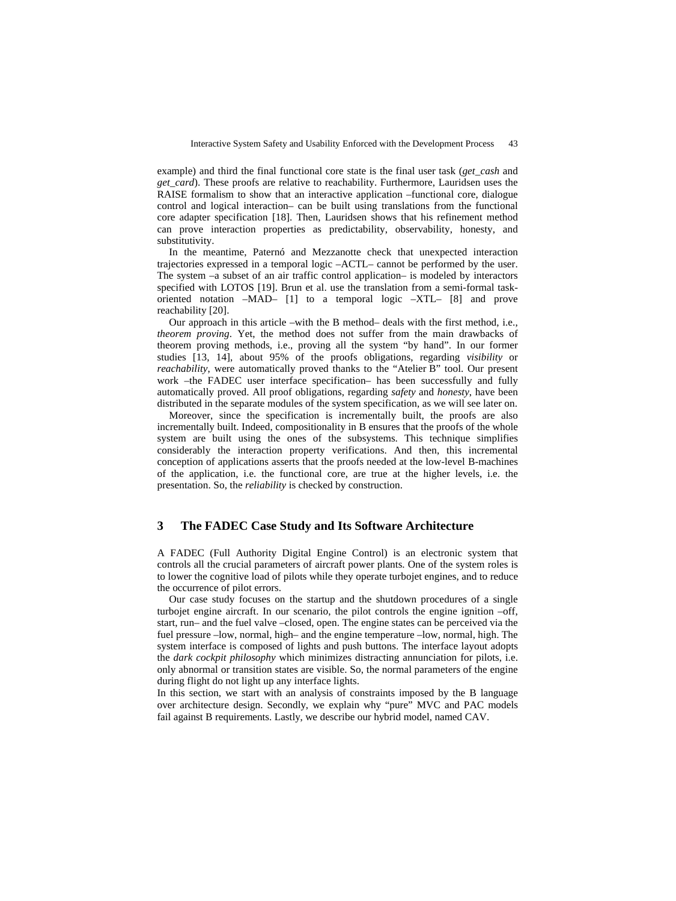example) and third the final functional core state is the final user task (*get_cash* and *get_card*). These proofs are relative to reachability. Furthermore, Lauridsen uses the RAISE formalism to show that an interactive application –functional core, dialogue control and logical interaction– can be built using translations from the functional core adapter specification [18]. Then, Lauridsen shows that his refinement method can prove interaction properties as predictability, observability, honesty, and substitutivity.

In the meantime, Paternó and Mezzanotte check that unexpected interaction trajectories expressed in a temporal logic –ACTL– cannot be performed by the user. The system –a subset of an air traffic control application– is modeled by interactors specified with LOTOS [19]. Brun et al. use the translation from a semi-formal task-oriented notation –MAD– [1] to a temporal logic –XTL– [8] and prove reachability [20].

Our approach in this article –with the B method– deals with the first method, i.e., *theorem proving*. Yet, the method does not suffer from the main drawbacks of theorem proving methods, i.e., proving all the system "by hand". In our former studies [13, 14], about 95% of the proofs obligations, regarding *visibility* or *reachability*, were automatically proved thanks to the "Atelier B" tool. Our present work –the FADEC user interface specification– has been successfully and fully automatically proved. All proof obligations, regarding *safety* and *honesty*, have been distributed in the separate modules of the system specification, as we will see later on.

Moreover, since the specification is incrementally built, the proofs are also incrementally built. Indeed, compositionality in B ensures that the proofs of the whole system are built using the ones of the subsystems. This technique simplifies considerably the interaction property verifications. And then, this incremental conception of applications asserts that the proofs needed at the low-level B-machines of the application, i.e. the functional core, are true at the higher levels, i.e. the presentation. So, the *reliability* is checked by construction.

## 3 The FADEC Case Study and Its Software Architecture

A FADEC (Full Authority Digital Engine Control) is an electronic system that controls all the crucial parameters of aircraft power plants. One of the system roles is to lower the cognitive load of pilots while they operate turbojet engines, and to reduce the occurrence of pilot errors.

Our case study focuses on the startup and the shutdown procedures of a single turbojet engine aircraft. In our scenario, the pilot controls the engine ignition –off, start, run– and the fuel valve –closed, open. The engine states can be perceived via the fuel pressure –low, normal, high– and the engine temperature –low, normal, high. The system interface is composed of lights and push buttons. The interface layout adopts the *dark cockpit philosophy* which minimizes distracting annunciation for pilots, i.e. only abnormal or transition states are visible. So, the normal parameters of the engine during flight do not light up any interface lights.

In this section, we start with an analysis of constraints imposed by the B language over architecture design. Secondly, we explain why "pure" MVC and PAC models fail against B requirements. Lastly, we describe our hybrid model, named CAV.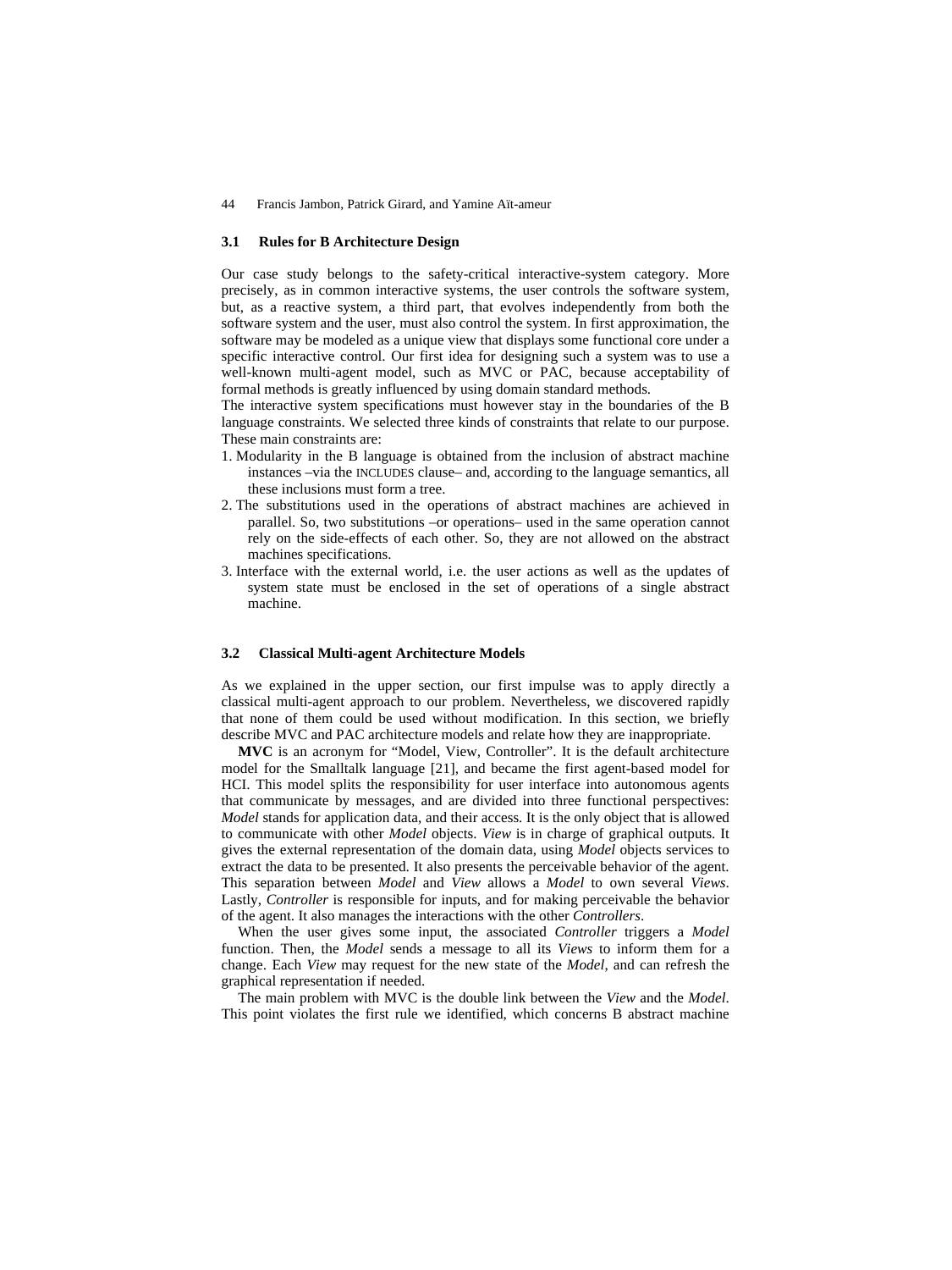### 3.1 Rules for B Architecture Design

Our case study belongs to the safety-critical interactive-system category. More precisely, as in common interactive systems, the user controls the software system, but, as a reactive system, a third part, that evolves independently from both the software system and the user, must also control the system. In first approximation, the software may be modeled as a unique view that displays some functional core under a specific interactive control. Our first idea for designing such a system was to use a well-known multi-agent model, such as MVC or PAC, because acceptability of formal methods is greatly influenced by using domain standard methods.
The interactive system specifications must however stay in the boundaries of the B language constraints. We selected three kinds of constraints that relate to our purpose. These main constraints are:

1. Modularity in the B language is obtained from the inclusion of abstract machine instances –via the INCLUDES clause– and, according to the language semantics, all these inclusions must form a tree.
2. The substitutions used in the operations of abstract machines are achieved in parallel. So, two substitutions –or operations– used in the same operation cannot rely on the side-effects of each other. So, they are not allowed on the abstract machines specifications.
3. Interface with the external world, i.e. the user actions as well as the updates of system state must be enclosed in the set of operations of a single abstract machine.

### 3.2 Classical Multi-agent Architecture Models

As we explained in the upper section, our first impulse was to apply directly a classical multi-agent approach to our problem. Nevertheless, we discovered rapidly that none of them could be used without modification. In this section, we briefly describe MVC and PAC architecture models and relate how they are inappropriate.

**MVC** is an acronym for "Model, View, Controller". It is the default architecture model for the Smalltalk language [21], and became the first agent-based model for HCI. This model splits the responsibility for user interface into autonomous agents that communicate by messages, and are divided into three functional perspectives: *Model* stands for application data, and their access. It is the only object that is allowed to communicate with other *Model* objects. *View* is in charge of graphical outputs. It gives the external representation of the domain data, using *Model* objects services to extract the data to be presented. It also presents the perceivable behavior of the agent. This separation between *Model* and *View* allows a *Model* to own several *Views*. Lastly, *Controller* is responsible for inputs, and for making perceivable the behavior of the agent. It also manages the interactions with the other *Controllers*.

When the user gives some input, the associated *Controller* triggers a *Model* function. Then, the *Model* sends a message to all its *Views* to inform them for a change. Each *View* may request for the new state of the *Model*, and can refresh the graphical representation if needed.

The main problem with MVC is the double link between the *View* and the *Model*. This point violates the first rule we identified, which concerns B abstract machine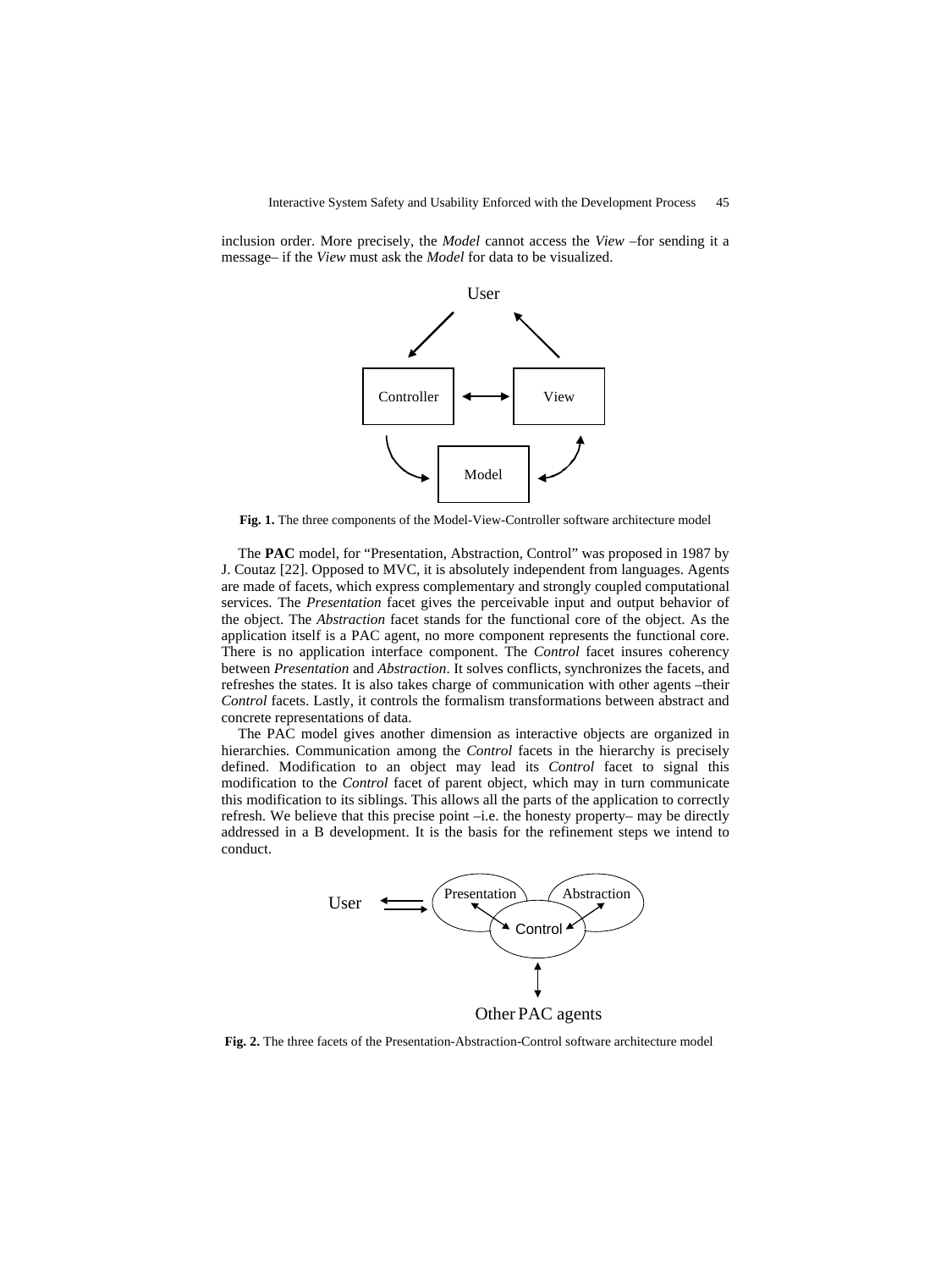inclusion order. More precisely, the *Model* cannot access the *View* –for sending it a message– if the *View* must ask the *Model* for data to be visualized.

**Fig. 1.** The three components of the Model-View-Controller software architecture model

The **PAC** model, for "Presentation, Abstraction, Control" was proposed in 1987 by J. Coutaz [22]. Opposed to MVC, it is absolutely independent from languages. Agents are made of facets, which express complementary and strongly coupled computational services. The *Presentation* facet gives the perceivable input and output behavior of the object. The *Abstraction* facet stands for the functional core of the object. As the application itself is a PAC agent, no more component represents the functional core. There is no application interface component. The *Control* facet insures coherency between *Presentation* and *Abstraction*. It solves conflicts, synchronizes the facets, and refreshes the states. It is also takes charge of communication with other agents –their *Control* facets. Lastly, it controls the formalism transformations between abstract and concrete representations of data.

The PAC model gives another dimension as interactive objects are organized in hierarchies. Communication among the *Control* facets in the hierarchy is precisely defined. Modification to an object may lead its *Control* facet to signal this modification to the *Control* facet of parent object, which may in turn communicate this modification to its siblings. This allows all the parts of the application to correctly refresh. We believe that this precise point –i.e. the honesty property– may be directly addressed in a B development. It is the basis for the refinement steps we intend to conduct.

**Fig. 2.** The three facets of the Presentation-Abstraction-Control software architecture model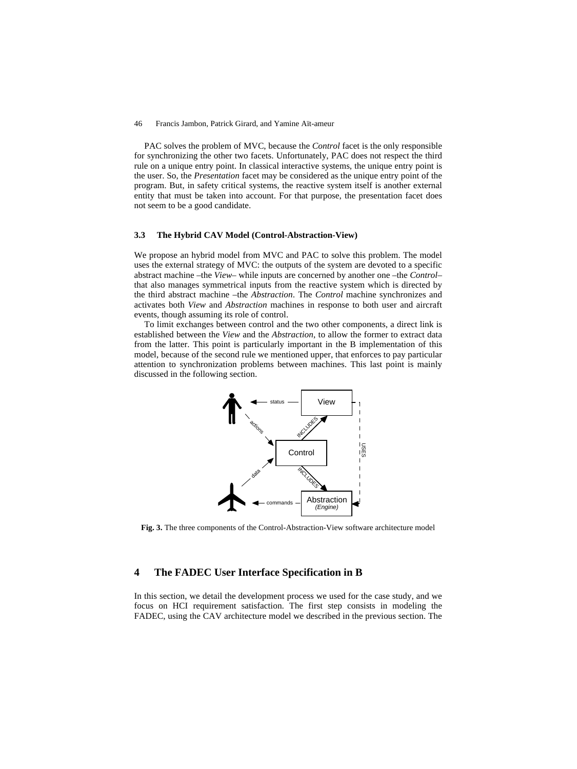PAC solves the problem of MVC, because the *Control* facet is the only responsible for synchronizing the other two facets. Unfortunately, PAC does not respect the third rule on a unique entry point. In classical interactive systems, the unique entry point is the user. So, the *Presentation* facet may be considered as the unique entry point of the program. But, in safety critical systems, the reactive system itself is another external entity that must be taken into account. For that purpose, the presentation facet does not seem to be a good candidate.

### 3.3 The Hybrid CAV Model (Control-Abstraction-View)

We propose an hybrid model from MVC and PAC to solve this problem. The model uses the external strategy of MVC: the outputs of the system are devoted to a specific abstract machine –the *View*– while inputs are concerned by another one –the *Control*– that also manages symmetrical inputs from the reactive system which is directed by the third abstract machine –the *Abstraction*. The *Control* machine synchronizes and activates both *View* and *Abstraction* machines in response to both user and aircraft events, though assuming its role of control.

To limit exchanges between control and the two other components, a direct link is established between the *View* and the *Abstraction*, to allow the former to extract data from the latter. This point is particularly important in the B implementation of this model, because of the second rule we mentioned upper, that enforces to pay particular attention to synchronization problems between machines. This last point is mainly discussed in the following section.

**Fig. 3.** The three components of the Control-Abstraction-View software architecture model

## 4 The FADEC User Interface Specification in B

In this section, we detail the development process we used for the case study, and we focus on HCI requirement satisfaction. The first step consists in modeling the FADEC, using the CAV architecture model we described in the previous section. The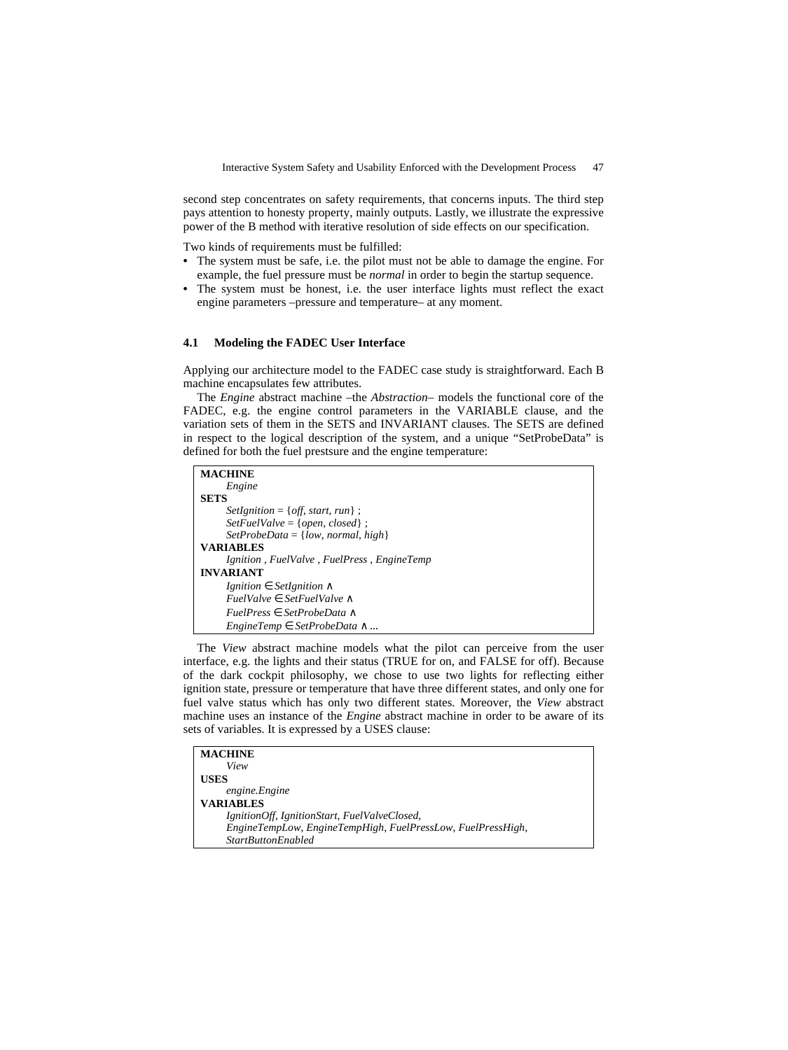second step concentrates on safety requirements, that concerns inputs. The third step pays attention to honesty property, mainly outputs. Lastly, we illustrate the expressive power of the B method with iterative resolution of side effects on our specification.

Two kinds of requirements must be fulfilled:

- The system must be safe, i.e. the pilot must not be able to damage the engine. For example, the fuel pressure must be *normal* in order to begin the startup sequence.
- The system must be honest, i.e. the user interface lights must reflect the exact engine parameters –pressure and temperature– at any moment.

### 4.1 Modeling the FADEC User Interface

Applying our architecture model to the FADEC case study is straightforward. Each B machine encapsulates few attributes.

The *Engine* abstract machine –the *Abstraction*– models the functional core of the FADEC, e.g. the engine control parameters in the VARIABLE clause, and the variation sets of them in the SETS and INVARIANT clauses. The SETS are defined in respect to the logical description of the system, and a unique "SetProbeData" is defined for both the fuel prestsure and the engine temperature:

```
MACHINE
    Engine
SETS
    SetIgnition = {off, start, run} ;
    SetFuelValve = {open, closed} ;
    SetProbeData = {low, normal, high}
VARIABLES
    Ignition , FuelValve , FuelPress , EngineTemp
INVARIANT
    Ignition ∈ SetIgnition ∧
    FuelValve ∈ SetFuelValve ∧
    FuelPress ∈ SetProbeData ∧
    EngineTemp ∈ SetProbeData ∧ ...
```

The *View* abstract machine models what the pilot can perceive from the user interface, e.g. the lights and their status (TRUE for on, and FALSE for off). Because of the dark cockpit philosophy, we chose to use two lights for reflecting either ignition state, pressure or temperature that have three different states, and only one for fuel valve status which has only two different states. Moreover, the *View* abstract machine uses an instance of the *Engine* abstract machine in order to be aware of its sets of variables. It is expressed by a USES clause:

```
MACHINE
    View
USES
    engine.Engine
VARIABLES
    IgnitionOff, IgnitionStart, FuelValveClosed,
    EngineTempLow, EngineTempHigh, FuelPressLow, FuelPressHigh,
    StartButtonEnabled
```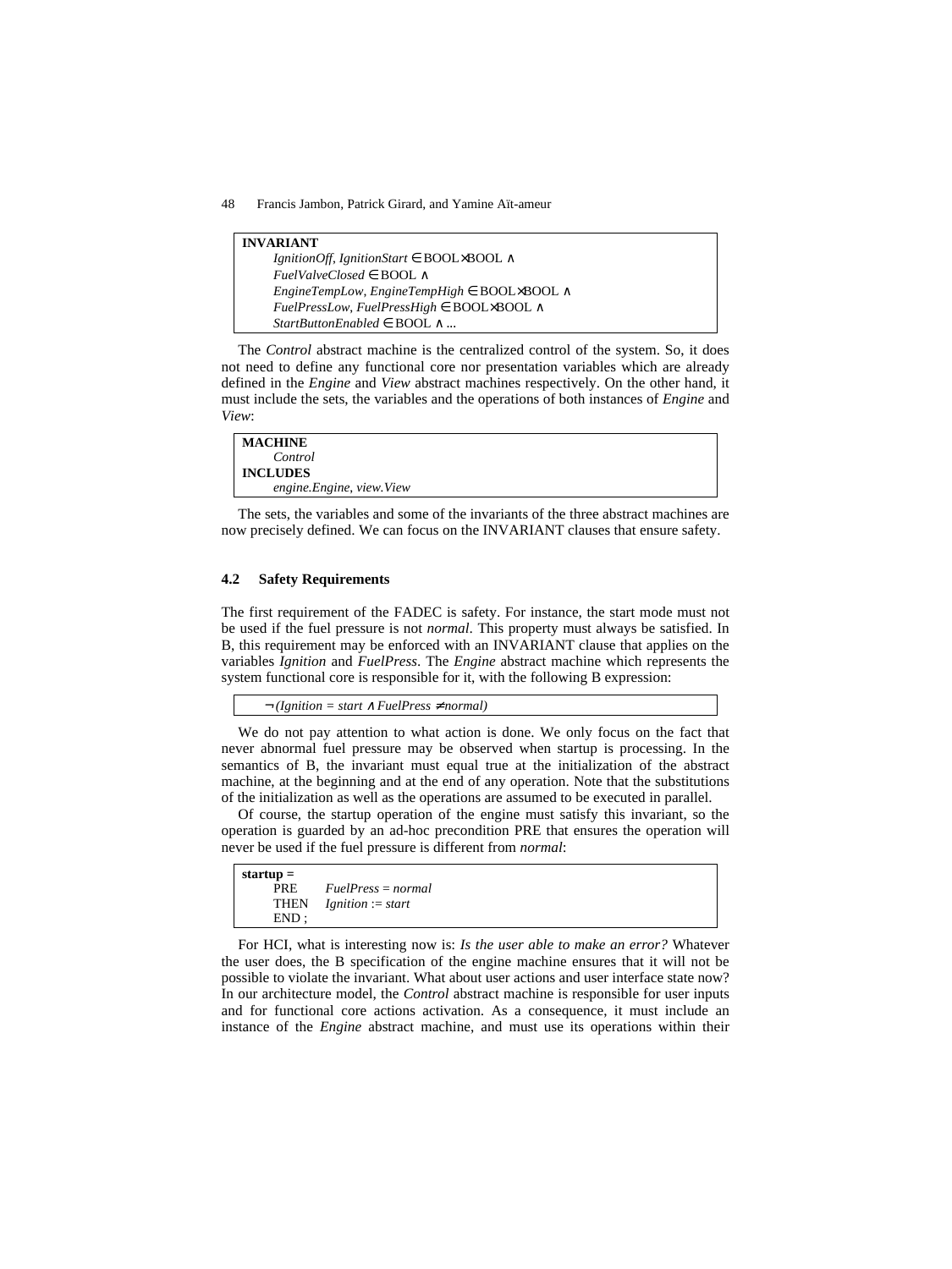```
INVARIANT
    IgnitionOff, IgnitionStart ∈ BOOL×BOOL ∧
    FuelValveClosed ∈ BOOL ∧
    EngineTempLow, EngineTempHigh ∈ BOOL×BOOL ∧
    FuelPressLow, FuelPressHigh ∈ BOOL×BOOL ∧
    StartButtonEnabled ∈ BOOL ∧ ...
```

The *Control* abstract machine is the centralized control of the system. So, it does not need to define any functional core nor presentation variables which are already defined in the *Engine* and *View* abstract machines respectively. On the other hand, it must include the sets, the variables and the operations of both instances of *Engine* and *View*:

```
MACHINE
    Control
INCLUDES
    engine.Engine, view.View
```

The sets, the variables and some of the invariants of the three abstract machines are now precisely defined. We can focus on the INVARIANT clauses that ensure safety.

### 4.2 Safety Requirements

The first requirement of the FADEC is safety. For instance, the start mode must not be used if the fuel pressure is not *normal*. This property must always be satisfied. In B, this requirement may be enforced with an INVARIANT clause that applies on the variables *Ignition* and *FuelPress*. The *Engine* abstract machine which represents the system functional core is responsible for it, with the following B expression:

```
    ¬ (Ignition = start ∧ FuelPress ≠ normal)
```

We do not pay attention to what action is done. We only focus on the fact that never abnormal fuel pressure may be observed when startup is processing. In the semantics of B, the invariant must equal true at the initialization of the abstract machine, at the beginning and at the end of any operation. Note that the substitutions of the initialization as well as the operations are assumed to be executed in parallel.

Of course, the startup operation of the engine must satisfy this invariant, so the operation is guarded by an ad-hoc precondition PRE that ensures the operation will never be used if the fuel pressure is different from *normal*:

```
startup =
    PRE     FuelPress = normal
    THEN    Ignition := start
    END ;
```

For HCI, what is interesting now is: *Is the user able to make an error?* Whatever the user does, the B specification of the engine machine ensures that it will not be possible to violate the invariant. What about user actions and user interface state now? In our architecture model, the *Control* abstract machine is responsible for user inputs and for functional core actions activation. As a consequence, it must include an instance of the *Engine* abstract machine, and must use its operations within their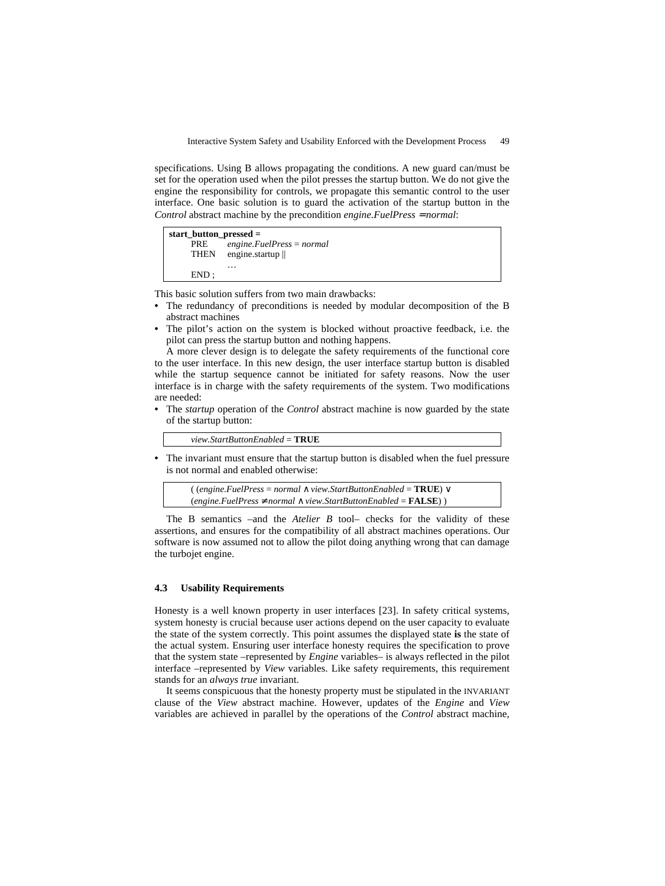specifications. Using B allows propagating the conditions. A new guard can/must be set for the operation used when the pilot presses the startup button. We do not give the engine the responsibility for controls, we propagate this semantic control to the user interface. One basic solution is to guard the activation of the startup button in the *Control* abstract machine by the precondition *engine.FuelPress = normal*:

```
start_button_pressed =
    PRE     engine.FuelPress = normal
    THEN    engine.startup ||
            …
    END ;
```

This basic solution suffers from two main drawbacks:

- The redundancy of preconditions is needed by modular decomposition of the B abstract machines
- The pilot's action on the system is blocked without proactive feedback, i.e. the pilot can press the startup button and nothing happens.

A more clever design is to delegate the safety requirements of the functional core to the user interface. In this new design, the user interface startup button is disabled while the startup sequence cannot be initiated for safety reasons. Now the user interface is in charge with the safety requirements of the system. Two modifications are needed:

- The *startup* operation of the *Control* abstract machine is now guarded by the state of the startup button:

```
view.StartButtonEnabled = TRUE
```

- The invariant must ensure that the startup button is disabled when the fuel pressure is not normal and enabled otherwise:

```
( (engine.FuelPress = normal ∧ view.StartButtonEnabled = TRUE) ∨
(engine.FuelPress ≠ normal ∧ view.StartButtonEnabled = FALSE) )
```

The B semantics –and the *Atelier B* tool– checks for the validity of these assertions, and ensures for the compatibility of all abstract machines operations. Our software is now assumed not to allow the pilot doing anything wrong that can damage the turbojet engine.

### 4.3 Usability Requirements

Honesty is a well known property in user interfaces [23]. In safety critical systems, system honesty is crucial because user actions depend on the user capacity to evaluate the state of the system correctly. This point assumes the displayed state **is** the state of the actual system. Ensuring user interface honesty requires the specification to prove that the system state –represented by *Engine* variables– is always reflected in the pilot interface –represented by *View* variables. Like safety requirements, this requirement stands for an *always true* invariant.

It seems conspicuous that the honesty property must be stipulated in the INVARIANT clause of the *View* abstract machine. However, updates of the *Engine* and *View* variables are achieved in parallel by the operations of the *Control* abstract machine,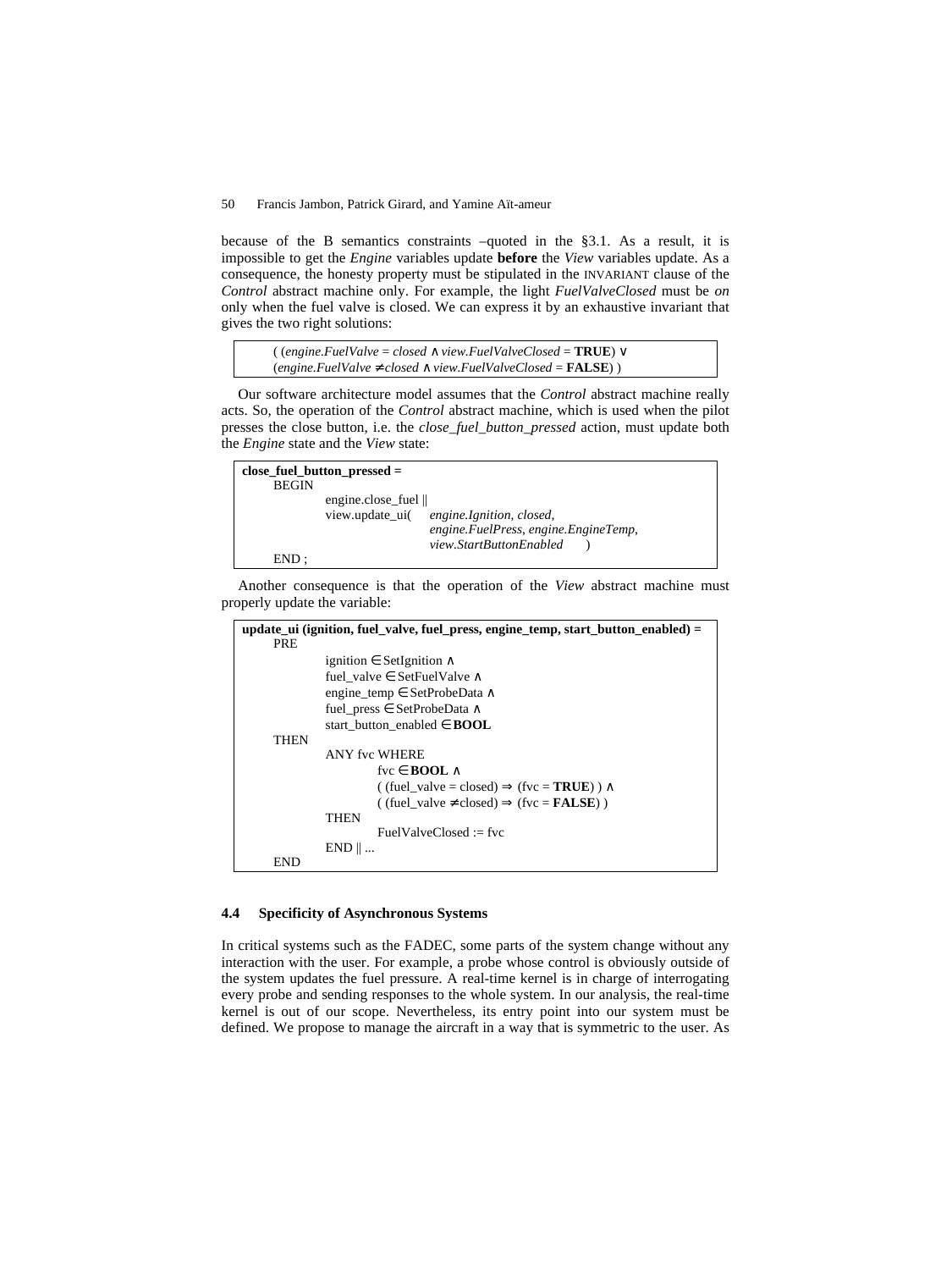because of the B semantics constraints –quoted in the §3.1. As a result, it is impossible to get the *Engine* variables update **before** the *View* variables update. As a consequence, the honesty property must be stipulated in the INVARIANT clause of the *Control* abstract machine only. For example, the light *FuelValveClosed* must be *on* only when the fuel valve is closed. We can express it by an exhaustive invariant that gives the two right solutions:

```
( (engine.FuelValve = closed ∧ view.FuelValveClosed = TRUE) ∨
(engine.FuelValve ≠ closed ∧ view.FuelValveClosed = FALSE) )
```

Our software architecture model assumes that the *Control* abstract machine really acts. So, the operation of the *Control* abstract machine, which is used when the pilot presses the close button, i.e. the *close_fuel_button_pressed* action, must update both the *Engine* state and the *View* state:

```
close_fuel_button_pressed =
    BEGIN
        engine.close_fuel ||
        view.update_ui(   engine.Ignition, closed,
                          engine.FuelPress, engine.EngineTemp,
                          view.StartButtonEnabled    )
    END ;
```

Another consequence is that the operation of the *View* abstract machine must properly update the variable:

```
update_ui (ignition, fuel_valve, fuel_press, engine_temp, start_button_enabled) =
    PRE
        ignition ∈ SetIgnition ∧
        fuel_valve ∈ SetFuelValve ∧
        engine_temp ∈ SetProbeData ∧
        fuel_press ∈ SetProbeData ∧
        start_button_enabled ∈ BOOL
    THEN
        ANY fvc WHERE
            fvc ∈ BOOL ∧
            ( (fuel_valve = closed) ⇒ (fvc = TRUE) ) ∧
            ( (fuel_valve ≠ closed) ⇒ (fvc = FALSE) )
        THEN
            FuelValveClosed := fvc
        END || ...
    END
```

### 4.4 Specificity of Asynchronous Systems

In critical systems such as the FADEC, some parts of the system change without any interaction with the user. For example, a probe whose control is obviously outside of the system updates the fuel pressure. A real-time kernel is in charge of interrogating every probe and sending responses to the whole system. In our analysis, the real-time kernel is out of our scope. Nevertheless, its entry point into our system must be defined. We propose to manage the aircraft in a way that is symmetric to the user. As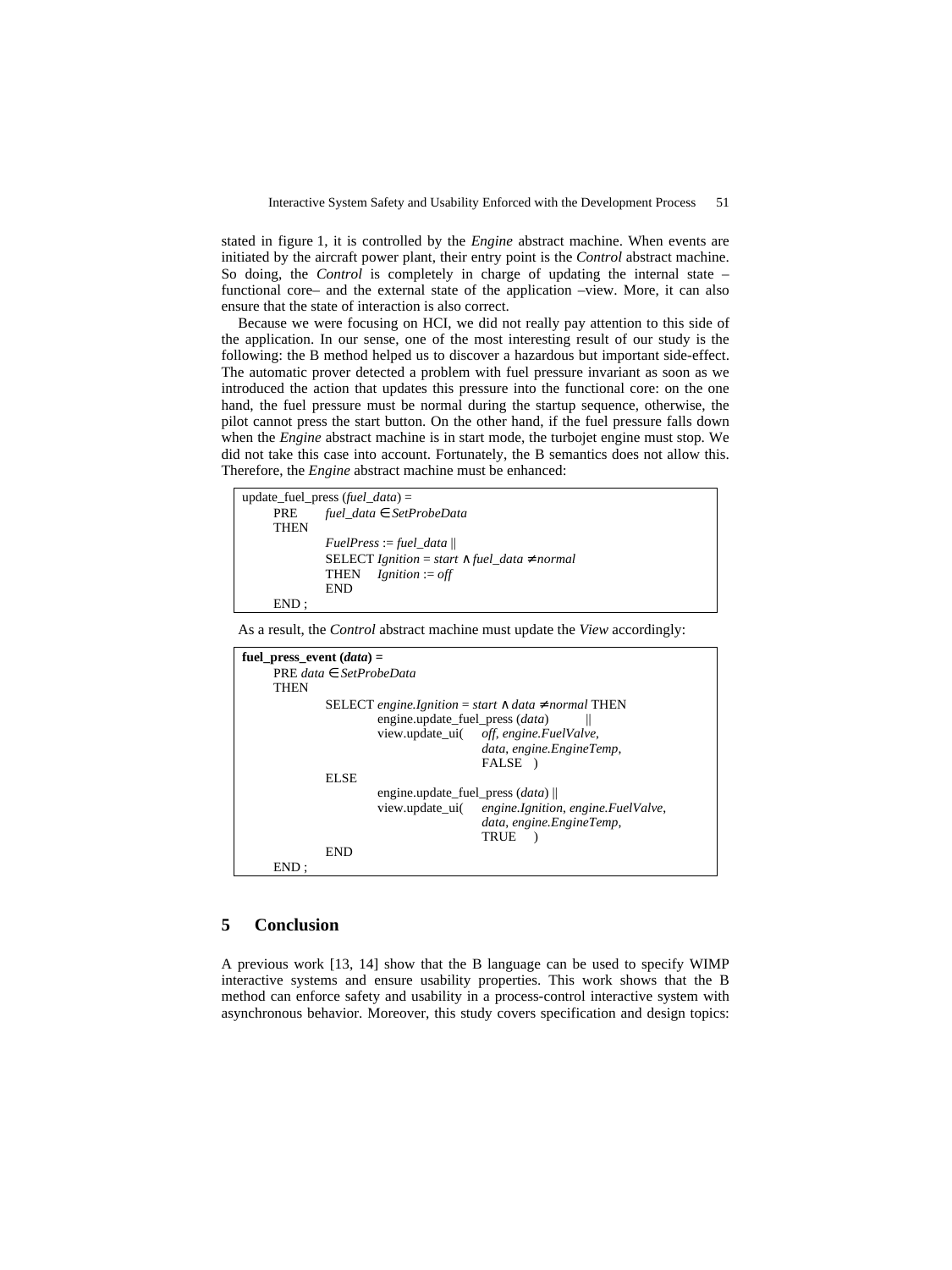stated in figure 1, it is controlled by the *Engine* abstract machine. When events are initiated by the aircraft power plant, their entry point is the *Control* abstract machine. So doing, the *Control* is completely in charge of updating the internal state – functional core– and the external state of the application –view. More, it can also ensure that the state of interaction is also correct.

Because we were focusing on HCI, we did not really pay attention to this side of the application. In our sense, one of the most interesting result of our study is the following: the B method helped us to discover a hazardous but important side-effect. The automatic prover detected a problem with fuel pressure invariant as soon as we introduced the action that updates this pressure into the functional core: on the one hand, the fuel pressure must be normal during the startup sequence, otherwise, the pilot cannot press the start button. On the other hand, if the fuel pressure falls down when the *Engine* abstract machine is in start mode, the turbojet engine must stop. We did not take this case into account. Fortunately, the B semantics does not allow this. Therefore, the *Engine* abstract machine must be enhanced:

```
update_fuel_press (fuel_data) =
    PRE     fuel_data ∈ SetProbeData
    THEN
            FuelPress := fuel_data ||
            SELECT Ignition = start ∧ fuel_data ≠ normal
            THEN    Ignition := off
            END
    END ;
```

As a result, the *Control* abstract machine must update the *View* accordingly:

```
fuel_press_event (data) =
    PRE data ∈ SetProbeData
    THEN
            SELECT engine.Ignition = start ∧ data ≠ normal THEN
                    engine.update_fuel_press (data)        ||
                    view.update_ui(    off, engine.FuelValve,
                                       data, engine.EngineTemp,
                                       FALSE   )
            ELSE
                    engine.update_fuel_press (data) ||
                    view.update_ui(    engine.Ignition, engine.FuelValve,
                                       data, engine.EngineTemp,
                                       TRUE    )
            END
    END ;
```

## 5 Conclusion

A previous work [13, 14] show that the B language can be used to specify WIMP interactive systems and ensure usability properties. This work shows that the B method can enforce safety and usability in a process-control interactive system with asynchronous behavior. Moreover, this study covers specification and design topics: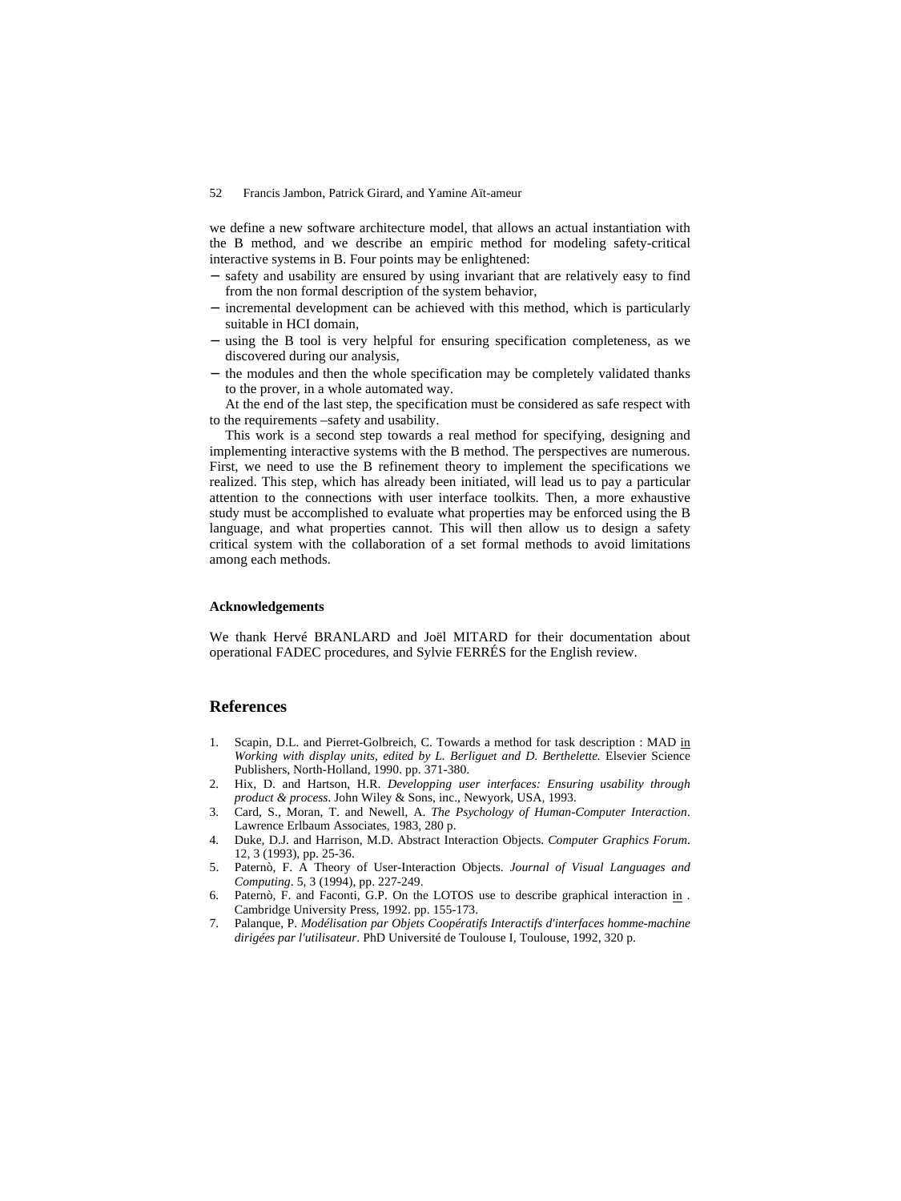we define a new software architecture model, that allows an actual instantiation with the B method, and we describe an empiric method for modeling safety-critical interactive systems in B. Four points may be enlightened:

- safety and usability are ensured by using invariant that are relatively easy to find from the non formal description of the system behavior,
- incremental development can be achieved with this method, which is particularly suitable in HCI domain,
- using the B tool is very helpful for ensuring specification completeness, as we discovered during our analysis,
- the modules and then the whole specification may be completely validated thanks to the prover, in a whole automated way.

At the end of the last step, the specification must be considered as safe respect with to the requirements –safety and usability.

This work is a second step towards a real method for specifying, designing and implementing interactive systems with the B method. The perspectives are numerous. First, we need to use the B refinement theory to implement the specifications we realized. This step, which has already been initiated, will lead us to pay a particular attention to the connections with user interface toolkits. Then, a more exhaustive study must be accomplished to evaluate what properties may be enforced using the B language, and what properties cannot. This will then allow us to design a safety critical system with the collaboration of a set formal methods to avoid limitations among each methods.

#### Acknowledgements

We thank Hervé BRANLARD and Joël MITARD for their documentation about operational FADEC procedures, and Sylvie FERRÉS for the English review.

## References

1. Scapin, D.L. and Pierret-Golbreich, C. Towards a method for task description : MAD in *Working with display units, edited by L. Berliguet and D. Berthelette.* Elsevier Science Publishers, North-Holland, 1990. pp. 371-380.
2. Hix, D. and Hartson, H.R. *Developping user interfaces: Ensuring usability through product & process*. John Wiley & Sons, inc., Newyork, USA, 1993.
3. Card, S., Moran, T. and Newell, A. *The Psychology of Human-Computer Interaction*. Lawrence Erlbaum Associates, 1983, 280 p.
4. Duke, D.J. and Harrison, M.D. Abstract Interaction Objects. *Computer Graphics Forum*. 12, 3 (1993), pp. 25-36.
5. Paternò, F. A Theory of User-Interaction Objects. *Journal of Visual Languages and Computing*. 5, 3 (1994), pp. 227-249.
6. Paternò, F. and Faconti, G.P. On the LOTOS use to describe graphical interaction in . Cambridge University Press, 1992. pp. 155-173.
7. Palanque, P. *Modélisation par Objets Coopératifs Interactifs d'interfaces homme-machine dirigées par l'utilisateur*. PhD Université de Toulouse I, Toulouse, 1992, 320 p.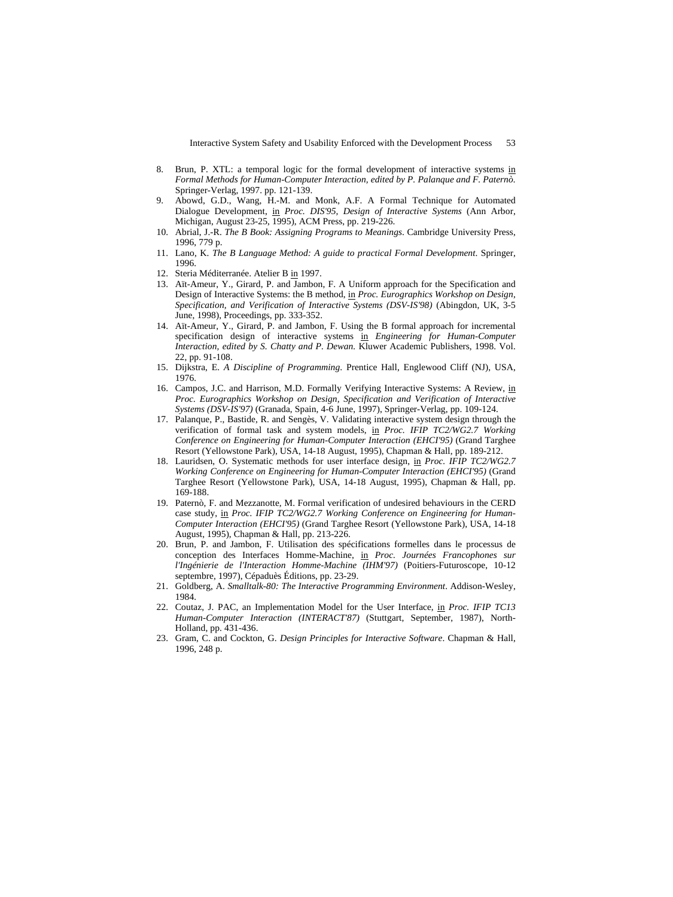8. Brun, P. XTL: a temporal logic for the formal development of interactive systems in *Formal Methods for Human-Computer Interaction, edited by P. Palanque and F. Paternò.* Springer-Verlag, 1997. pp. 121-139.
9. Abowd, G.D., Wang, H.-M. and Monk, A.F. A Formal Technique for Automated Dialogue Development, in *Proc. DIS'95, Design of Interactive Systems* (Ann Arbor, Michigan, August 23-25, 1995), ACM Press, pp. 219-226.
10. Abrial, J.-R. *The B Book: Assigning Programs to Meanings*. Cambridge University Press, 1996, 779 p.
11. Lano, K. *The B Language Method: A guide to practical Formal Development*. Springer, 1996.
12. Steria Méditerranée. Atelier B in 1997.
13. Aït-Ameur, Y., Girard, P. and Jambon, F. A Uniform approach for the Specification and Design of Interactive Systems: the B method, in *Proc. Eurographics Workshop on Design, Specification, and Verification of Interactive Systems (DSV-IS'98)* (Abingdon, UK, 3-5 June, 1998), Proceedings, pp. 333-352.
14. Aït-Ameur, Y., Girard, P. and Jambon, F. Using the B formal approach for incremental specification design of interactive systems in *Engineering for Human-Computer Interaction, edited by S. Chatty and P. Dewan.* Kluwer Academic Publishers, 1998. Vol. 22, pp. 91-108.
15. Dijkstra, E. *A Discipline of Programming*. Prentice Hall, Englewood Cliff (NJ), USA, 1976.
16. Campos, J.C. and Harrison, M.D. Formally Verifying Interactive Systems: A Review, in *Proc. Eurographics Workshop on Design, Specification and Verification of Interactive Systems (DSV-IS'97)* (Granada, Spain, 4-6 June, 1997), Springer-Verlag, pp. 109-124.
17. Palanque, P., Bastide, R. and Sengès, V. Validating interactive system design through the verification of formal task and system models, in *Proc. IFIP TC2/WG2.7 Working Conference on Engineering for Human-Computer Interaction (EHCI'95)* (Grand Targhee Resort (Yellowstone Park), USA, 14-18 August, 1995), Chapman & Hall, pp. 189-212.
18. Lauridsen, O. Systematic methods for user interface design, in *Proc. IFIP TC2/WG2.7 Working Conference on Engineering for Human-Computer Interaction (EHCI'95)* (Grand Targhee Resort (Yellowstone Park), USA, 14-18 August, 1995), Chapman & Hall, pp. 169-188.
19. Paternò, F. and Mezzanotte, M. Formal verification of undesired behaviours in the CERD case study, in *Proc. IFIP TC2/WG2.7 Working Conference on Engineering for Human-Computer Interaction (EHCI'95)* (Grand Targhee Resort (Yellowstone Park), USA, 14-18 August, 1995), Chapman & Hall, pp. 213-226.
20. Brun, P. and Jambon, F. Utilisation des spécifications formelles dans le processus de conception des Interfaces Homme-Machine, in *Proc. Journées Francophones sur l'Ingénierie de l'Interaction Homme-Machine (IHM'97)* (Poitiers-Futuroscope, 10-12 septembre, 1997), Cépaduès Éditions, pp. 23-29.
21. Goldberg, A. *Smalltalk-80: The Interactive Programming Environment*. Addison-Wesley, 1984.
22. Coutaz, J. PAC, an Implementation Model for the User Interface, in *Proc. IFIP TC13 Human-Computer Interaction (INTERACT'87)* (Stuttgart, September, 1987), North-Holland, pp. 431-436.
23. Gram, C. and Cockton, G. *Design Principles for Interactive Software*. Chapman & Hall, 1996, 248 p.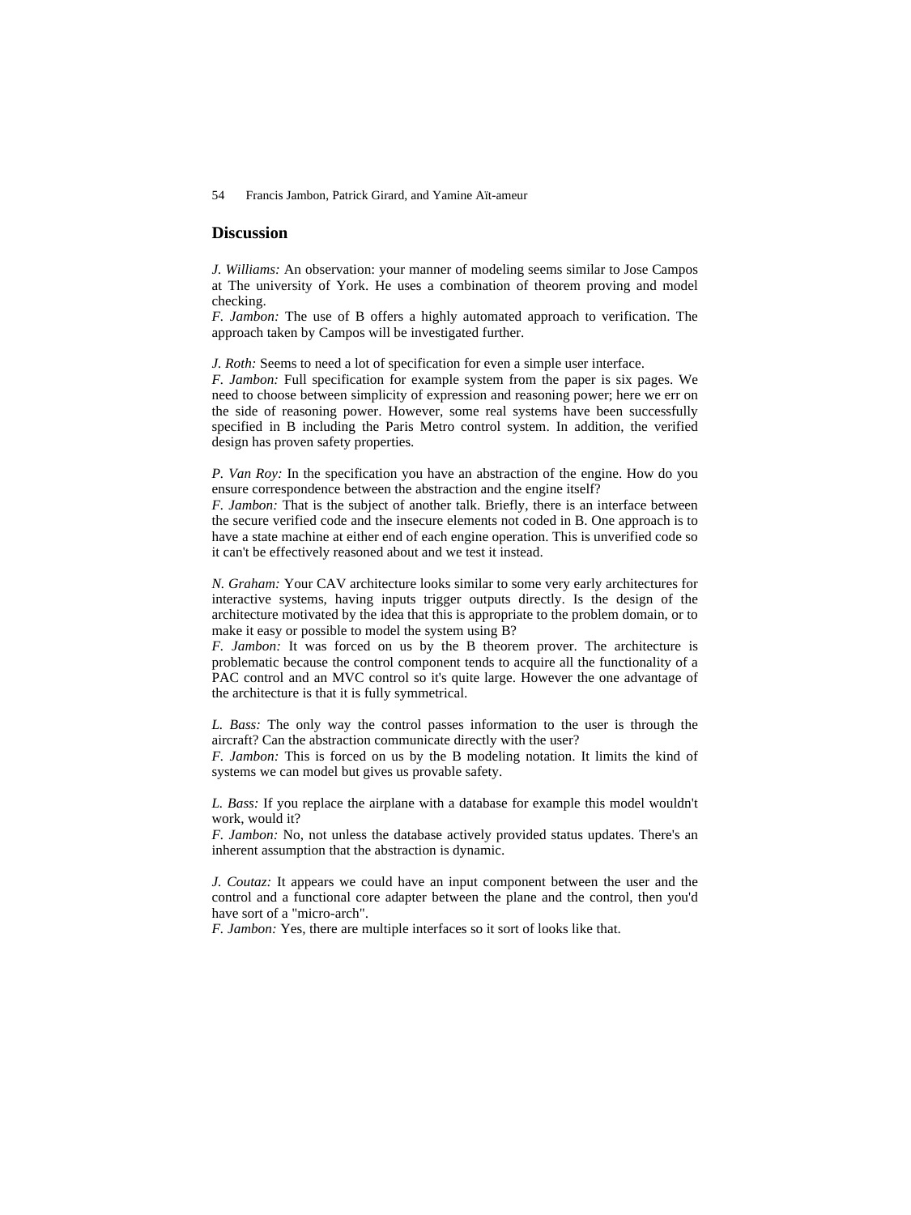## Discussion

*J. Williams:* An observation: your manner of modeling seems similar to Jose Campos at The university of York. He uses a combination of theorem proving and model checking.
*F. Jambon:* The use of B offers a highly automated approach to verification. The approach taken by Campos will be investigated further.

*J. Roth:* Seems to need a lot of specification for even a simple user interface.
*F. Jambon:* Full specification for example system from the paper is six pages. We need to choose between simplicity of expression and reasoning power; here we err on the side of reasoning power. However, some real systems have been successfully specified in B including the Paris Metro control system. In addition, the verified design has proven safety properties.

*P. Van Roy:* In the specification you have an abstraction of the engine. How do you ensure correspondence between the abstraction and the engine itself?
*F. Jambon:* That is the subject of another talk. Briefly, there is an interface between the secure verified code and the insecure elements not coded in B. One approach is to have a state machine at either end of each engine operation. This is unverified code so it can't be effectively reasoned about and we test it instead.

*N. Graham:* Your CAV architecture looks similar to some very early architectures for interactive systems, having inputs trigger outputs directly. Is the design of the architecture motivated by the idea that this is appropriate to the problem domain, or to make it easy or possible to model the system using B?
*F. Jambon:* It was forced on us by the B theorem prover. The architecture is problematic because the control component tends to acquire all the functionality of a PAC control and an MVC control so it's quite large. However the one advantage of the architecture is that it is fully symmetrical.

*L. Bass:* The only way the control passes information to the user is through the aircraft? Can the abstraction communicate directly with the user?
*F. Jambon:* This is forced on us by the B modeling notation. It limits the kind of systems we can model but gives us provable safety.

*L. Bass:* If you replace the airplane with a database for example this model wouldn't work, would it?
*F. Jambon:* No, not unless the database actively provided status updates. There's an inherent assumption that the abstraction is dynamic.

*J. Coutaz:* It appears we could have an input component between the user and the control and a functional core adapter between the plane and the control, then you'd have sort of a "micro-arch".
*F. Jambon:* Yes, there are multiple interfaces so it sort of looks like that.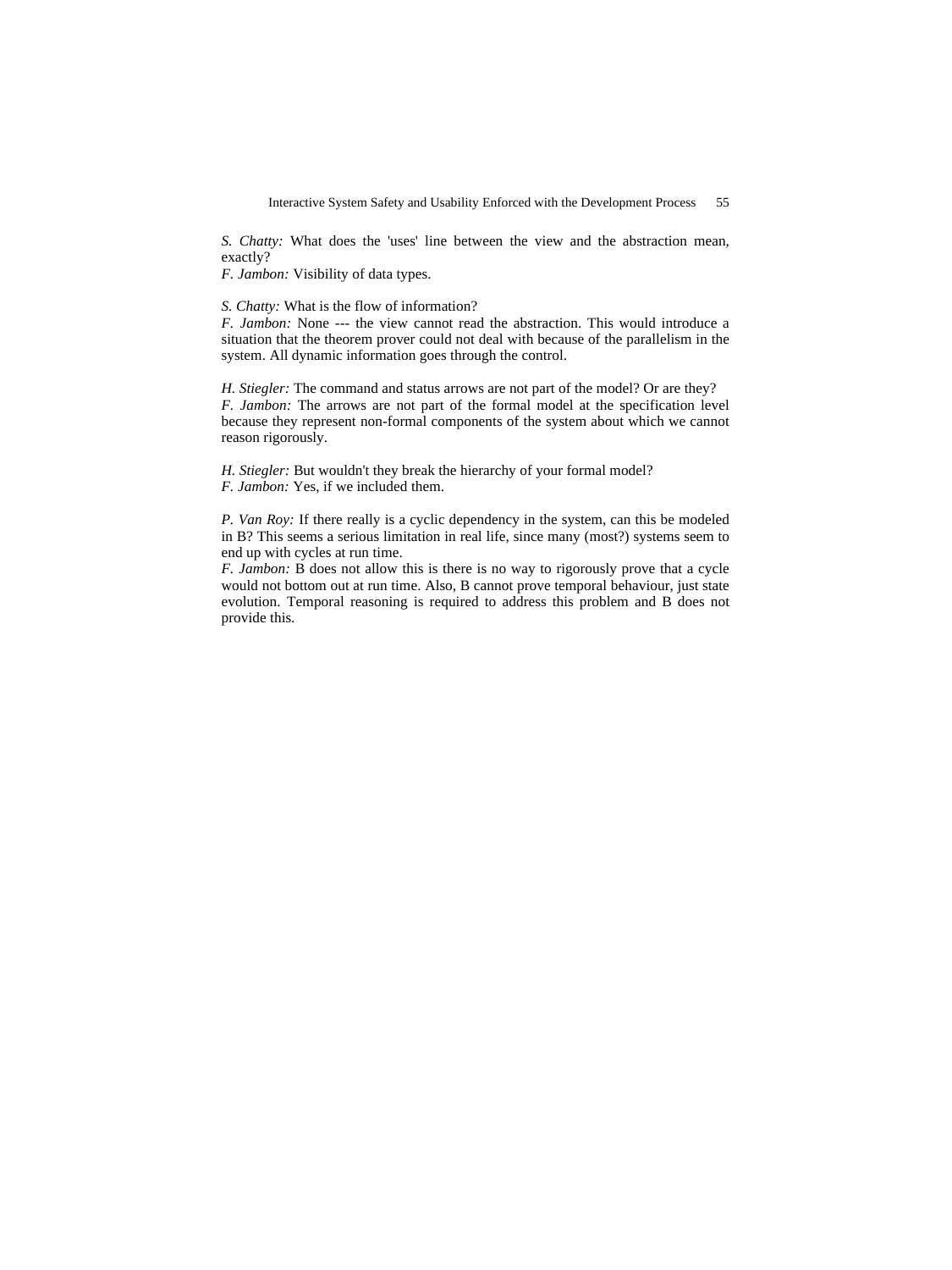*S. Chatty:* What does the 'uses' line between the view and the abstraction mean, exactly?
*F. Jambon:* Visibility of data types.

*S. Chatty:* What is the flow of information?
*F. Jambon:* None --- the view cannot read the abstraction. This would introduce a situation that the theorem prover could not deal with because of the parallelism in the system. All dynamic information goes through the control.

*H. Stiegler:* The command and status arrows are not part of the model? Or are they?
*F. Jambon:* The arrows are not part of the formal model at the specification level because they represent non-formal components of the system about which we cannot reason rigorously.

*H. Stiegler:* But wouldn't they break the hierarchy of your formal model?
*F. Jambon:* Yes, if we included them.

*P. Van Roy:* If there really is a cyclic dependency in the system, can this be modeled in B? This seems a serious limitation in real life, since many (most?) systems seem to end up with cycles at run time.
*F. Jambon:* B does not allow this is there is no way to rigorously prove that a cycle would not bottom out at run time. Also, B cannot prove temporal behaviour, just state evolution. Temporal reasoning is required to address this problem and B does not provide this.